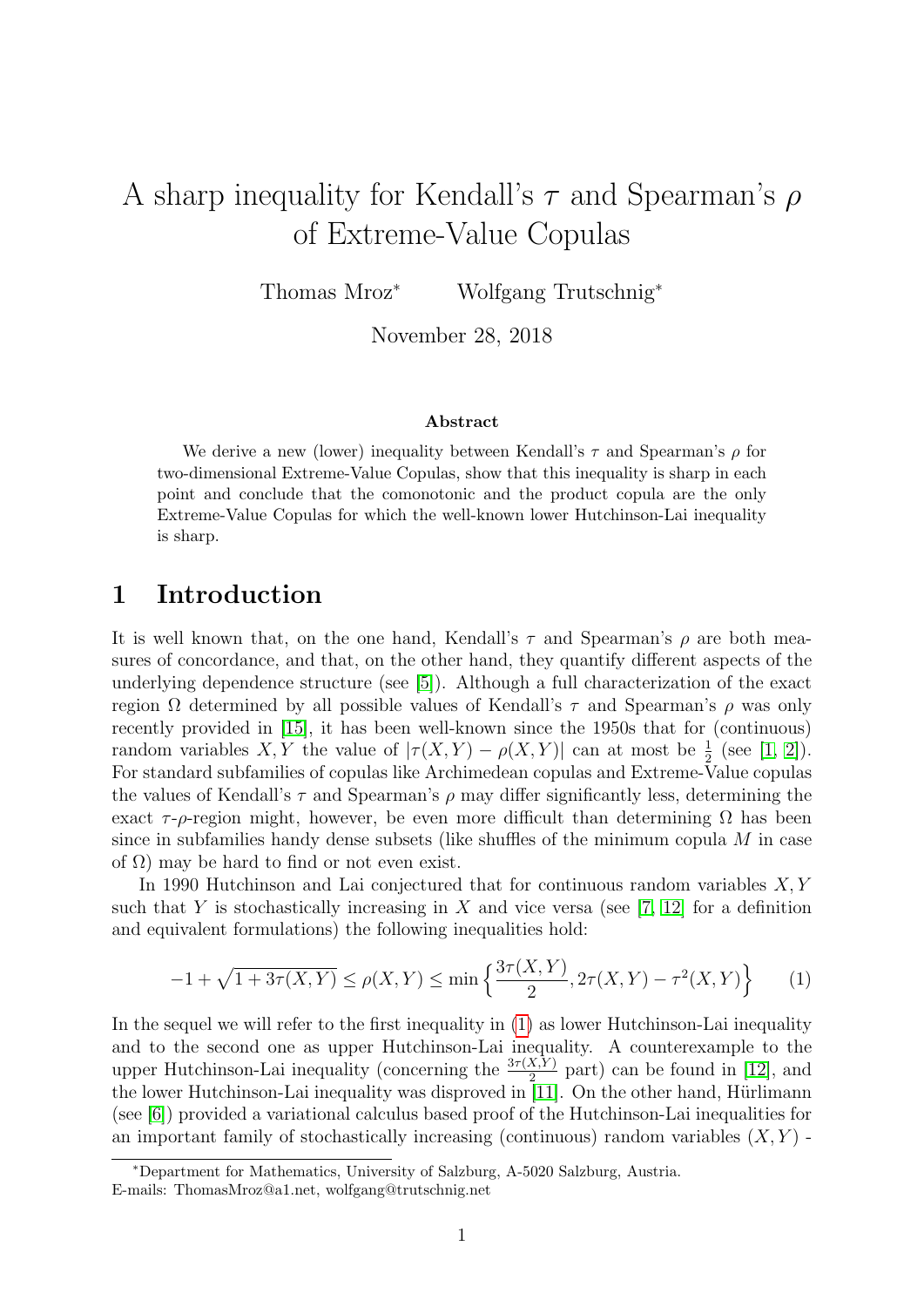# A sharp inequality for Kendall's $\tau$ and Spearman's $\rho$ of Extreme-Value Copulas

Thomas Mroz* Wolfgang Trutschnig*

November 28, 2018

### Abstract

We derive a new (lower) inequality between Kendall's $\tau$ and Spearman's $\rho$ for two-dimensional Extreme-Value Copulas, show that this inequality is sharp in each point and conclude that the comonotonic and the product copula are the only Extreme-Value Copulas for which the well-known lower Hutchinson-Lai inequality is sharp.

## 1 Introduction

It is well known that, on the one hand, Kendall's $\tau$ and Spearman's $\rho$ are both measures of concordance, and that, on the other hand, they quantify different aspects of the underlying dependence structure (see [5]). Although a full characterization of the exact region $\Omega$ determined by all possible values of Kendall's $\tau$ and Spearman's $\rho$ was only recently provided in [15], it has been well-known since the 1950s that for (continuous) random variables $X, Y$ the value of $|\tau(X,Y) - \rho(X,Y)|$ can at most be $\frac{1}{2}$ (see [1, 2]). For standard subfamilies of copulas like Archimedean copulas and Extreme-Value copulas the values of Kendall's $\tau$ and Spearman's $\rho$ may differ significantly less, determining the exact $\tau$-$\rho$-region might, however, be even more difficult than determining $\Omega$ has been since in subfamilies handy dense subsets (like shuffles of the minimum copula $M$ in case of $\Omega$) may be hard to find or not even exist.

In 1990 Hutchinson and Lai conjectured that for continuous random variables $X, Y$ such that $Y$ is stochastically increasing in $X$ and vice versa (see [7, 12] for a definition and equivalent formulations) the following inequalities hold:

$$-1 + \sqrt{1 + 3\tau(X,Y)} \leq \rho(X,Y) \leq \min\left\{\frac{3\tau(X,Y)}{2}, 2\tau(X,Y) - \tau^2(X,Y)\right\} \qquad (1)$$

In the sequel we will refer to the first inequality in (1) as lower Hutchinson-Lai inequality and to the second one as upper Hutchinson-Lai inequality. A counterexample to the upper Hutchinson-Lai inequality (concerning the $\frac{3\tau(X,Y)}{2}$ part) can be found in [12], and the lower Hutchinson-Lai inequality was disproved in [11]. On the other hand, Hürlimann (see [6]) provided a variational calculus based proof of the Hutchinson-Lai inequalities for an important family of stochastically increasing (continuous) random variables $(X, Y)$ -

*Department for Mathematics, University of Salzburg, A-5020 Salzburg, Austria. E-mails: ThomasMroz@a1.net, wolfgang@trutschnig.net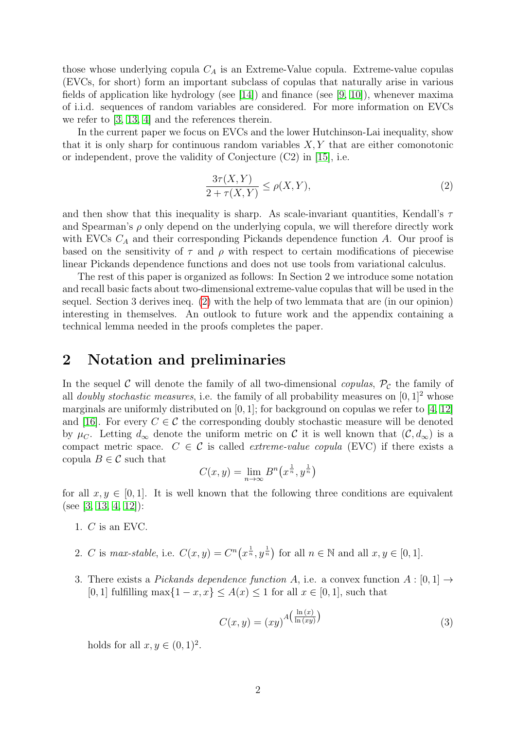those whose underlying copula $C_A$ is an Extreme-Value copula. Extreme-value copulas (EVCs, for short) form an important subclass of copulas that naturally arise in various fields of application like hydrology (see [14]) and finance (see [9, 10]), whenever maxima of i.i.d. sequences of random variables are considered. For more information on EVCs we refer to [3, 13, 4] and the references therein.

In the current paper we focus on EVCs and the lower Hutchinson-Lai inequality, show that it is only sharp for continuous random variables $X, Y$ that are either comonotonic or independent, prove the validity of Conjecture (C2) in [15], i.e.

$$\frac{3\tau(X,Y)}{2+\tau(X,Y)} \leq \rho(X,Y), \tag{2}$$

and then show that this inequality is sharp. As scale-invariant quantities, Kendall's $\tau$ and Spearman's $\rho$ only depend on the underlying copula, we will therefore directly work with EVCs $C_A$ and their corresponding Pickands dependence function $A$. Our proof is based on the sensitivity of $\tau$ and $\rho$ with respect to certain modifications of piecewise linear Pickands dependence functions and does not use tools from variational calculus.

The rest of this paper is organized as follows: In Section 2 we introduce some notation and recall basic facts about two-dimensional extreme-value copulas that will be used in the sequel. Section 3 derives ineq. (2) with the help of two lemmata that are (in our opinion) interesting in themselves. An outlook to future work and the appendix containing a technical lemma needed in the proofs completes the paper.

## 2 Notation and preliminaries

In the sequel $\mathcal{C}$ will denote the family of all two-dimensional *copulas*, $\mathcal{P}_{\mathcal{C}}$ the family of all *doubly stochastic measures*, i.e. the family of all probability measures on $[0,1]^2$ whose marginals are uniformly distributed on $[0,1]$; for background on copulas we refer to [4, 12] and [16]. For every $C \in \mathcal{C}$ the corresponding doubly stochastic measure will be denoted by $\mu_C$. Letting $d_\infty$ denote the uniform metric on $\mathcal{C}$ it is well known that $(\mathcal{C}, d_\infty)$ is a compact metric space. $C \in \mathcal{C}$ is called *extreme-value copula* (EVC) if there exists a copula $B \in \mathcal{C}$ such that

$$C(x,y) = \lim_{n\to\infty} B^n\big(x^{\frac{1}{n}}, y^{\frac{1}{n}}\big)$$

for all $x, y \in [0,1]$. It is well known that the following three conditions are equivalent (see [3, 13, 4, 12]):

1. $C$ is an EVC.
2. $C$ is *max-stable*, i.e. $C(x,y) = C^n\big(x^{\frac{1}{n}}, y^{\frac{1}{n}}\big)$ for all $n \in \mathbb{N}$ and all $x, y \in [0,1]$.
3. There exists a *Pickands dependence function* $A$, i.e. a convex function $A : [0,1] \to [0,1]$ fulfilling $\max\{1-x, x\} \leq A(x) \leq 1$ for all $x \in [0,1]$, such that

$$C(x,y) = (xy)^{A\left(\frac{\ln(x)}{\ln(xy)}\right)} \tag{3}$$

holds for all $x, y \in (0,1)^2$.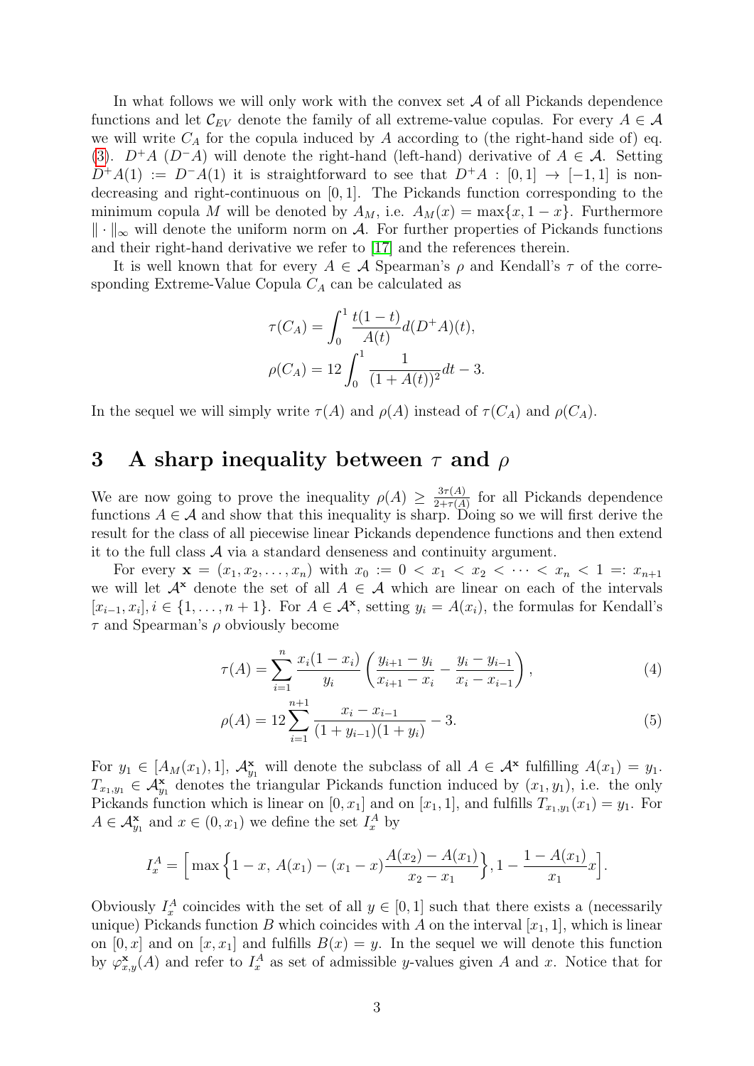In what follows we will only work with the convex set $\mathcal{A}$ of all Pickands dependence functions and let $\mathcal{C}_{EV}$ denote the family of all extreme-value copulas. For every $A \in \mathcal{A}$ we will write $C_A$ for the copula induced by $A$ according to (the right-hand side of) eq. (3). $D^+A$ ($D^-A$) will denote the right-hand (left-hand) derivative of $A \in \mathcal{A}$. Setting $D^+A(1) := D^-A(1)$ it is straightforward to see that $D^+A : [0,1] \to [-1,1]$ is non-decreasing and right-continuous on $[0,1]$. The Pickands function corresponding to the minimum copula $M$ will be denoted by $A_M$, i.e. $A_M(x) = \max\{x, 1-x\}$. Furthermore $\|\cdot\|_\infty$ will denote the uniform norm on $\mathcal{A}$. For further properties of Pickands functions and their right-hand derivative we refer to [17] and the references therein.

It is well known that for every $A \in \mathcal{A}$ Spearman's $\rho$ and Kendall's $\tau$ of the corresponding Extreme-Value Copula $C_A$ can be calculated as

$$\tau(C_A) = \int_0^1 \frac{t(1-t)}{A(t)} d(D^+A)(t),$$

$$\rho(C_A) = 12 \int_0^1 \frac{1}{(1+A(t))^2} dt - 3.$$

In the sequel we will simply write $\tau(A)$ and $\rho(A)$ instead of $\tau(C_A)$ and $\rho(C_A)$.

## 3 A sharp inequality between $\tau$ and $\rho$

We are now going to prove the inequality $\rho(A) \geq \frac{3\tau(A)}{2+\tau(A)}$ for all Pickands dependence functions $A \in \mathcal{A}$ and show that this inequality is sharp. Doing so we will first derive the result for the class of all piecewise linear Pickands dependence functions and then extend it to the full class $\mathcal{A}$ via a standard denseness and continuity argument.

For every $\mathbf{x} = (x_1, x_2, \ldots, x_n)$ with $x_0 := 0 < x_1 < x_2 < \cdots < x_n < 1 =: x_{n+1}$ we will let $\mathcal{A}^{\mathbf{x}}$ denote the set of all $A \in \mathcal{A}$ which are linear on each of the intervals $[x_{i-1}, x_i], i \in \{1, \ldots, n+1\}$. For $A \in \mathcal{A}^{\mathbf{x}}$, setting $y_i = A(x_i)$, the formulas for Kendall's $\tau$ and Spearman's $\rho$ obviously become

$$\tau(A) = \sum_{i=1}^{n} \frac{x_i(1-x_i)}{y_i} \left( \frac{y_{i+1} - y_i}{x_{i+1} - x_i} - \frac{y_i - y_{i-1}}{x_i - x_{i-1}} \right), \tag{4}$$

$$\rho(A) = 12 \sum_{i=1}^{n+1} \frac{x_i - x_{i-1}}{(1+y_{i-1})(1+y_i)} - 3. \tag{5}$$

For $y_1 \in [A_M(x_1), 1]$, $\mathcal{A}^{\mathbf{x}}_{y_1}$ will denote the subclass of all $A \in \mathcal{A}^{\mathbf{x}}$ fulfilling $A(x_1) = y_1$. $T_{x_1,y_1} \in \mathcal{A}^{\mathbf{x}}_{y_1}$ denotes the triangular Pickands function induced by $(x_1, y_1)$, i.e. the only Pickands function which is linear on $[0, x_1]$ and on $[x_1, 1]$, and fulfills $T_{x_1,y_1}(x_1) = y_1$. For $A \in \mathcal{A}^{\mathbf{x}}_{y_1}$ and $x \in (0, x_1)$ we define the set $I^A_x$ by

$$I^A_x = \Big[ \max\Big\{1-x,\, A(x_1) - (x_1 - x)\frac{A(x_2) - A(x_1)}{x_2 - x_1}\Big\}, 1 - \frac{1 - A(x_1)}{x_1} x \Big].$$

Obviously $I^A_x$ coincides with the set of all $y \in [0,1]$ such that there exists a (necessarily unique) Pickands function $B$ which coincides with $A$ on the interval $[x_1, 1]$, which is linear on $[0, x]$ and on $[x, x_1]$ and fulfills $B(x) = y$. In the sequel we will denote this function by $\varphi^{\mathbf{x}}_{x,y}(A)$ and refer to $I^A_x$ as set of admissible $y$-values given $A$ and $x$. Notice that for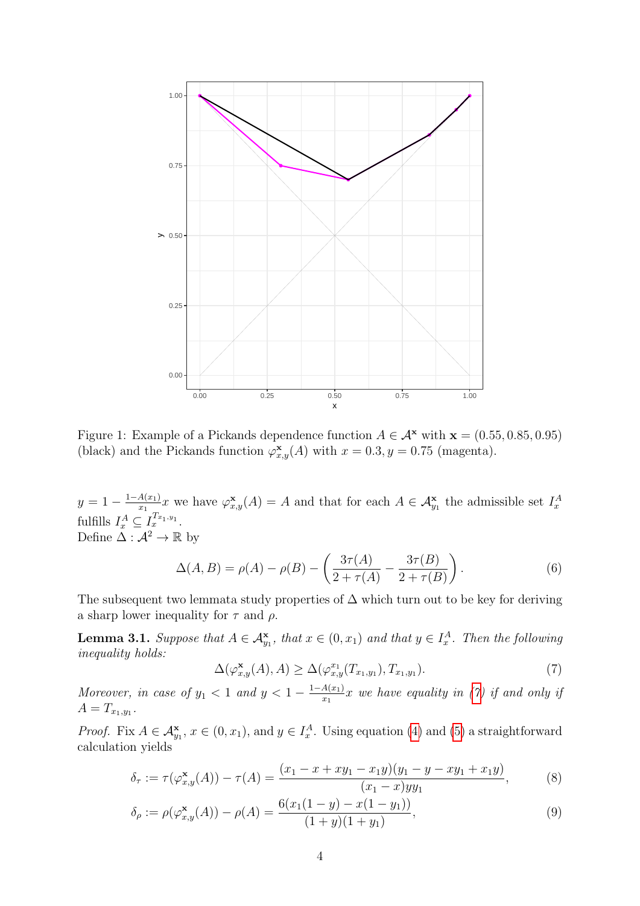Figure 1: Example of a Pickands dependence function $A \in \mathcal{A}^{\mathbf{x}}$ with $\mathbf{x} = (0.55, 0.85, 0.95)$ (black) and the Pickands function $\varphi^{\mathbf{x}}_{x,y}(A)$ with $x = 0.3, y = 0.75$ (magenta).

$y = 1 - \frac{1-A(x_1)}{x_1}x$ we have $\varphi^{\mathbf{x}}_{x,y}(A) = A$ and that for each $A \in \mathcal{A}^{\mathbf{x}}_{y_1}$ the admissible set $I^A_x$ fulfills $I^A_x \subseteq I^{T_{x_1,y_1}}_x$.
Define $\Delta : \mathcal{A}^2 \to \mathbb{R}$ by

$$\Delta(A, B) = \rho(A) - \rho(B) - \left( \frac{3\tau(A)}{2 + \tau(A)} - \frac{3\tau(B)}{2 + \tau(B)} \right). \tag{6}$$

The subsequent two lemmata study properties of $\Delta$ which turn out to be key for deriving a sharp lower inequality for $\tau$ and $\rho$.

**Lemma 3.1.** *Suppose that $A \in \mathcal{A}^{\mathbf{x}}_{y_1}$, that $x \in (0, x_1)$ and that $y \in I^A_x$. Then the following inequality holds:*

$$\Delta(\varphi^{\mathbf{x}}_{x,y}(A), A) \geq \Delta(\varphi^{x_1}_{x,y}(T_{x_1,y_1}), T_{x_1,y_1}). \tag{7}$$

*Moreover, in case of $y_1 < 1$ and $y < 1 - \frac{1-A(x_1)}{x_1}x$ we have equality in (7) if and only if $A = T_{x_1,y_1}$.*

*Proof.* Fix $A \in \mathcal{A}^{\mathbf{x}}_{y_1}$, $x \in (0, x_1)$, and $y \in I^A_x$. Using equation (4) and (5) a straightforward calculation yields

$$\delta_\tau := \tau(\varphi^{\mathbf{x}}_{x,y}(A)) - \tau(A) = \frac{(x_1 - x + xy_1 - x_1 y)(y_1 - y - xy_1 + x_1 y)}{(x_1 - x)yy_1}, \tag{8}$$

$$\delta_\rho := \rho(\varphi^{\mathbf{x}}_{x,y}(A)) - \rho(A) = \frac{6(x_1(1 - y) - x(1 - y_1))}{(1 + y)(1 + y_1)}, \tag{9}$$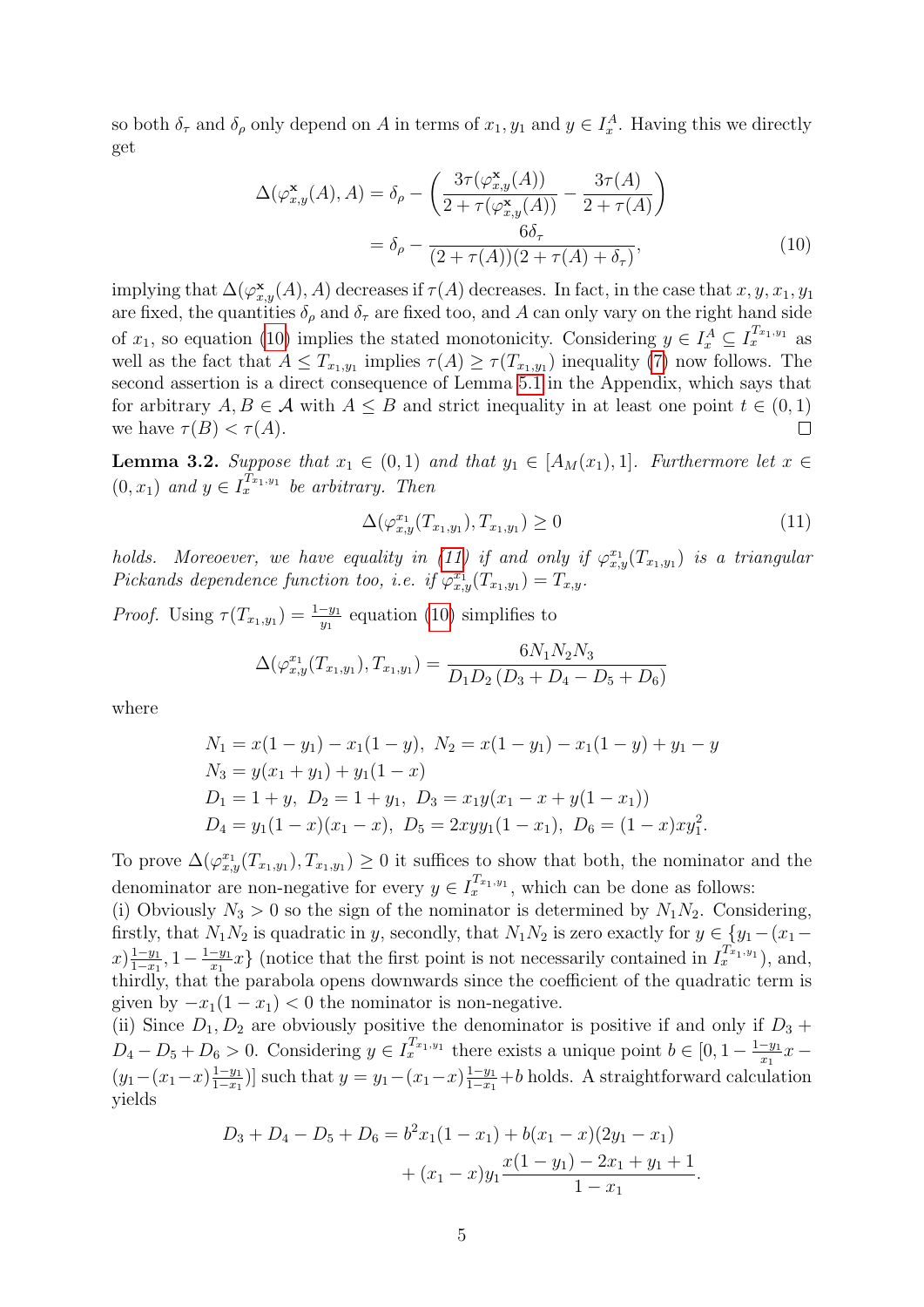so both $\delta_\tau$ and $\delta_\rho$ only depend on $A$ in terms of $x_1, y_1$ and $y \in I_x^A$. Having this we directly get

$$
\begin{aligned}
\Delta(\varphi_{x,y}^{\mathbf{x}}(A), A) &= \delta_\rho - \left( \frac{3\tau(\varphi_{x,y}^{\mathbf{x}}(A))}{2+\tau(\varphi_{x,y}^{\mathbf{x}}(A))} - \frac{3\tau(A)}{2+\tau(A)} \right) \\
&= \delta_\rho - \frac{6\delta_\tau}{(2+\tau(A))(2+\tau(A)+\delta_\tau)},
\end{aligned} \tag{10}
$$

implying that $\Delta(\varphi_{x,y}^{\mathbf{x}}(A), A)$ decreases if $\tau(A)$ decreases. In fact, in the case that $x, y, x_1, y_1$ are fixed, the quantities $\delta_\rho$ and $\delta_\tau$ are fixed too, and $A$ can only vary on the right hand side of $x_1$, so equation (10) implies the stated monotonicity. Considering $y \in I_x^A \subseteq I_x^{T_{x_1,y_1}}$ as well as the fact that $A \leq T_{x_1,y_1}$ implies $\tau(A) \geq \tau(T_{x_1,y_1})$ inequality (7) now follows. The second assertion is a direct consequence of Lemma 5.1 in the Appendix, which says that for arbitrary $A, B \in \mathcal{A}$ with $A \leq B$ and strict inequality in at least one point $t \in (0,1)$ we have $\tau(B) < \tau(A)$. $\square$

**Lemma 3.2.** *Suppose that $x_1 \in (0,1)$ and that $y_1 \in [A_M(x_1), 1]$. Furthermore let $x \in (0, x_1)$ and $y \in I_x^{T_{x_1,y_1}}$ be arbitrary. Then*

$$
\Delta(\varphi_{x,y}^{x_1}(T_{x_1,y_1}), T_{x_1,y_1}) \geq 0 \tag{11}
$$

*holds. Moreoever, we have equality in (11) if and only if $\varphi_{x,y}^{x_1}(T_{x_1,y_1})$ is a triangular Pickands dependence function too, i.e. if $\varphi_{x,y}^{x_1}(T_{x_1,y_1}) = T_{x,y}$.*

*Proof.* Using $\tau(T_{x_1,y_1}) = \frac{1-y_1}{y_1}$ equation (10) simplifies to

$$
\Delta(\varphi_{x,y}^{x_1}(T_{x_1,y_1}), T_{x_1,y_1}) = \frac{6N_1N_2N_3}{D_1D_2\,(D_3 + D_4 - D_5 + D_6)}
$$

where

$$
\begin{aligned}
&N_1 = x(1-y_1) - x_1(1-y),\ N_2 = x(1-y_1) - x_1(1-y) + y_1 - y \\
&N_3 = y(x_1 + y_1) + y_1(1-x) \\
&D_1 = 1 + y,\ D_2 = 1 + y_1,\ D_3 = x_1 y (x_1 - x + y(1-x_1)) \\
&D_4 = y_1(1-x)(x_1 - x),\ D_5 = 2xyy_1(1-x_1),\ D_6 = (1-x)xy_1^2.
\end{aligned}
$$

To prove $\Delta(\varphi_{x,y}^{x_1}(T_{x_1,y_1}), T_{x_1,y_1}) \geq 0$ it suffices to show that both, the nominator and the denominator are non-negative for every $y \in I_x^{T_{x_1,y_1}}$, which can be done as follows:

(i) Obviously $N_3 > 0$ so the sign of the nominator is determined by $N_1N_2$. Considering, firstly, that $N_1N_2$ is quadratic in $y$, secondly, that $N_1N_2$ is zero exactly for $y \in \{y_1 - (x_1 - x)\frac{1-y_1}{1-x_1}, 1 - \frac{1-y_1}{x_1}x\}$ (notice that the first point is not necessarily contained in $I_x^{T_{x_1,y_1}}$), and, thirdly, that the parabola opens downwards since the coefficient of the quadratic term is given by $-x_1(1-x_1) < 0$ the nominator is non-negative.

(ii) Since $D_1, D_2$ are obviously positive the denominator is positive if and only if $D_3 + D_4 - D_5 + D_6 > 0$. Considering $y \in I_x^{T_{x_1,y_1}}$ there exists a unique point $b \in [0, 1 - \frac{1-y_1}{x_1}x - (y_1 - (x_1 - x)\frac{1-y_1}{1-x_1})]$ such that $y = y_1 - (x_1 - x)\frac{1-y_1}{1-x_1} + b$ holds. A straightforward calculation yields

$$
\begin{aligned}
D_3 + D_4 - D_5 + D_6 = &\ b^2 x_1(1-x_1) + b(x_1 - x)(2y_1 - x_1) \\
&+ (x_1 - x)y_1 \frac{x(1-y_1) - 2x_1 + y_1 + 1}{1 - x_1}.
\end{aligned}
$$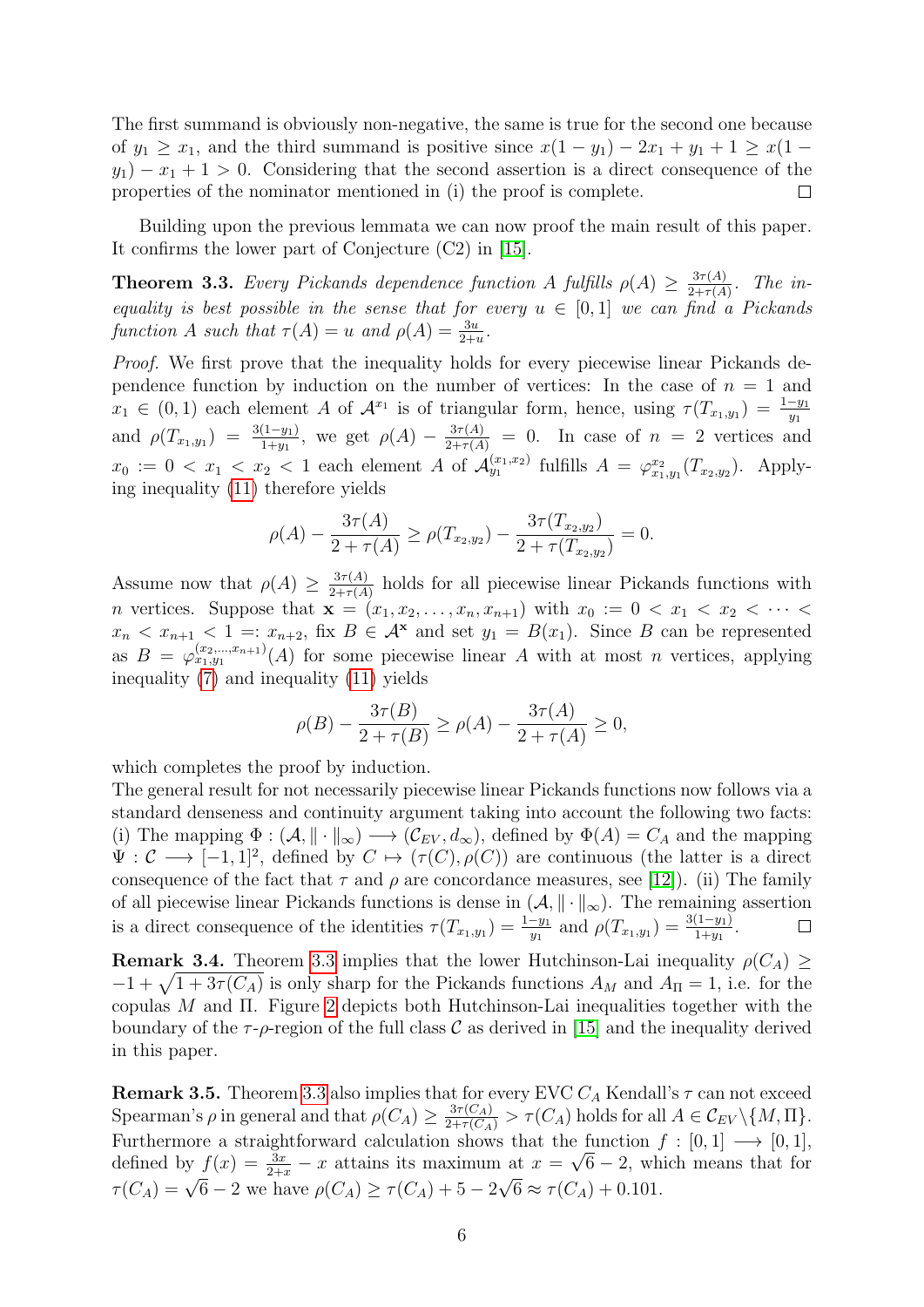The first summand is obviously non-negative, the same is true for the second one because of $y_1 \geq x_1$, and the third summand is positive since $x(1-y_1) - 2x_1 + y_1 + 1 \geq x(1-y_1) - x_1 + 1 > 0$. Considering that the second assertion is a direct consequence of the properties of the nominator mentioned in (i) the proof is complete. ◻

Building upon the previous lemmata we can now proof the main result of this paper. It confirms the lower part of Conjecture (C2) in [15].

**Theorem 3.3.** *Every Pickands dependence function $A$ fulfills $\rho(A) \geq \frac{3\tau(A)}{2+\tau(A)}$. The inequality is best possible in the sense that for every $u \in [0,1]$ we can find a Pickands function $A$ such that $\tau(A) = u$ and $\rho(A) = \frac{3u}{2+u}$.*

*Proof.* We first prove that the inequality holds for every piecewise linear Pickands dependence function by induction on the number of vertices: In the case of $n = 1$ and $x_1 \in (0,1)$ each element $A$ of $\mathcal{A}^{x_1}$ is of triangular form, hence, using $\tau(T_{x_1,y_1}) = \frac{1-y_1}{y_1}$ and $\rho(T_{x_1,y_1}) = \frac{3(1-y_1)}{1+y_1}$, we get $\rho(A) - \frac{3\tau(A)}{2+\tau(A)} = 0$. In case of $n = 2$ vertices and $x_0 := 0 < x_1 < x_2 < 1$ each element $A$ of $\mathcal{A}_{y_1}^{(x_1,x_2)}$ fulfills $A = \varphi_{x_1,y_1}^{x_2}(T_{x_2,y_2})$. Applying inequality (11) therefore yields

$$\rho(A) - \frac{3\tau(A)}{2+\tau(A)} \geq \rho(T_{x_2,y_2}) - \frac{3\tau(T_{x_2,y_2})}{2+\tau(T_{x_2,y_2})} = 0.$$

Assume now that $\rho(A) \geq \frac{3\tau(A)}{2+\tau(A)}$ holds for all piecewise linear Pickands functions with $n$ vertices. Suppose that $\mathbf{x} = (x_1, x_2, \ldots, x_n, x_{n+1})$ with $x_0 := 0 < x_1 < x_2 < \cdots < x_n < x_{n+1} < 1 =: x_{n+2}$, fix $B \in \mathcal{A}^{\mathbf{x}}$ and set $y_1 = B(x_1)$. Since $B$ can be represented as $B = \varphi_{x_1,y_1}^{(x_2,\ldots,x_{n+1})}(A)$ for some piecewise linear $A$ with at most $n$ vertices, applying inequality (7) and inequality (11) yields

$$\rho(B) - \frac{3\tau(B)}{2+\tau(B)} \geq \rho(A) - \frac{3\tau(A)}{2+\tau(A)} \geq 0,$$

which completes the proof by induction.
The general result for not necessarily piecewise linear Pickands functions now follows via a standard denseness and continuity argument taking into account the following two facts: (i) The mapping $\Phi : (\mathcal{A}, \|\cdot\|_\infty) \longrightarrow (\mathcal{C}_{EV}, d_\infty)$, defined by $\Phi(A) = C_A$ and the mapping $\Psi : \mathcal{C} \longrightarrow [-1,1]^2$, defined by $C \mapsto (\tau(C), \rho(C))$ are continuous (the latter is a direct consequence of the fact that $\tau$ and $\rho$ are concordance measures, see [12]). (ii) The family of all piecewise linear Pickands functions is dense in $(\mathcal{A}, \|\cdot\|_\infty)$. The remaining assertion is a direct consequence of the identities $\tau(T_{x_1,y_1}) = \frac{1-y_1}{y_1}$ and $\rho(T_{x_1,y_1}) = \frac{3(1-y_1)}{1+y_1}$. ◻

**Remark 3.4.** Theorem 3.3 implies that the lower Hutchinson-Lai inequality $\rho(C_A) \geq -1 + \sqrt{1 + 3\tau(C_A)}$ is only sharp for the Pickands functions $A_M$ and $A_\Pi = 1$, i.e. for the copulas $M$ and $\Pi$. Figure 2 depicts both Hutchinson-Lai inequalities together with the boundary of the $\tau$-$\rho$-region of the full class $\mathcal{C}$ as derived in [15] and the inequality derived in this paper.

**Remark 3.5.** Theorem 3.3 also implies that for every EVC $C_A$ Kendall's $\tau$ can not exceed Spearman's $\rho$ in general and that $\rho(C_A) \geq \frac{3\tau(C_A)}{2+\tau(C_A)} > \tau(C_A)$ holds for all $A \in \mathcal{C}_{EV} \backslash \{M, \Pi\}$. Furthermore a straightforward calculation shows that the function $f : [0,1] \longrightarrow [0,1]$, defined by $f(x) = \frac{3x}{2+x} - x$ attains its maximum at $x = \sqrt{6} - 2$, which means that for $\tau(C_A) = \sqrt{6} - 2$ we have $\rho(C_A) \geq \tau(C_A) + 5 - 2\sqrt{6} \approx \tau(C_A) + 0.101$.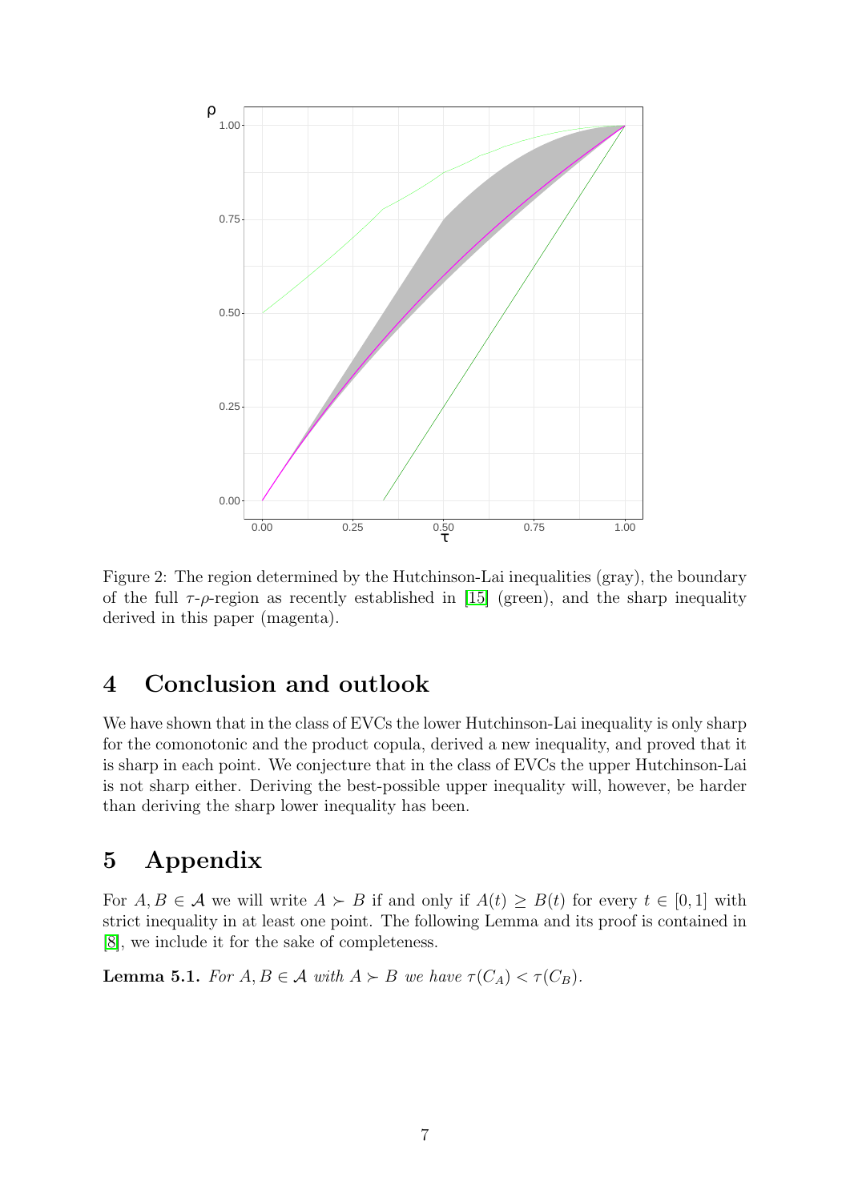Figure 2: The region determined by the Hutchinson-Lai inequalities (gray), the boundary of the full $\tau$-$\rho$-region as recently established in [15] (green), and the sharp inequality derived in this paper (magenta).

# 4 Conclusion and outlook

We have shown that in the class of EVCs the lower Hutchinson-Lai inequality is only sharp for the comonotonic and the product copula, derived a new inequality, and proved that it is sharp in each point. We conjecture that in the class of EVCs the upper Hutchinson-Lai is not sharp either. Deriving the best-possible upper inequality will, however, be harder than deriving the sharp lower inequality has been.

# 5 Appendix

For $A, B \in \mathcal{A}$ we will write $A \succ B$ if and only if $A(t) \geq B(t)$ for every $t \in [0, 1]$ with strict inequality in at least one point. The following Lemma and its proof is contained in [8], we include it for the sake of completeness.

**Lemma 5.1.** *For $A, B \in \mathcal{A}$ with $A \succ B$ we have $\tau(C_A) < \tau(C_B)$.*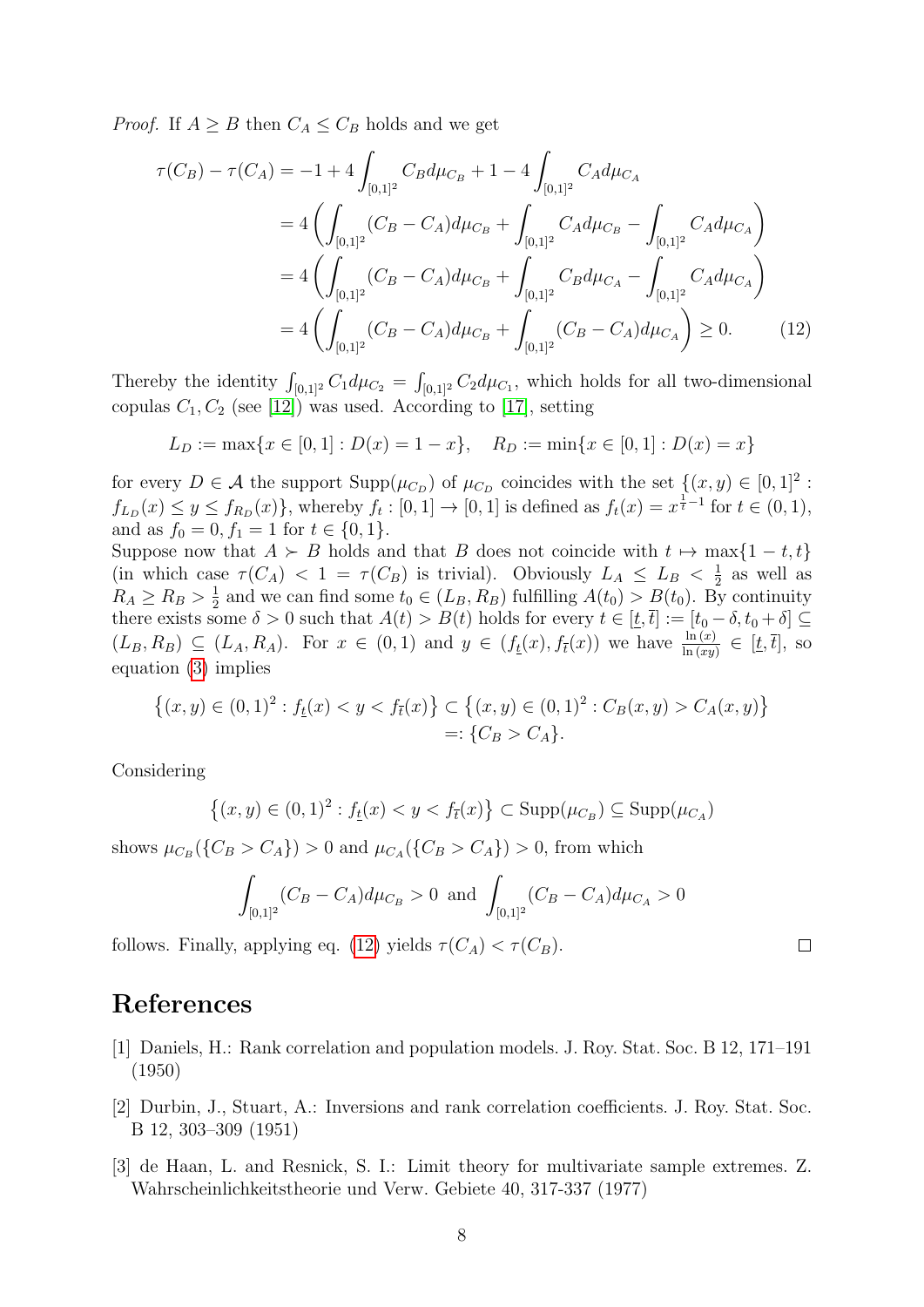*Proof.* If $A \geq B$ then $C_A \leq C_B$ holds and we get

$$
\begin{aligned}
\tau(C_B) - \tau(C_A) &= -1 + 4\int_{[0,1]^2} C_B d\mu_{C_B} + 1 - 4\int_{[0,1]^2} C_A d\mu_{C_A} \\
&= 4\left(\int_{[0,1]^2} (C_B - C_A) d\mu_{C_B} + \int_{[0,1]^2} C_A d\mu_{C_B} - \int_{[0,1]^2} C_A d\mu_{C_A}\right) \\
&= 4\left(\int_{[0,1]^2} (C_B - C_A) d\mu_{C_B} + \int_{[0,1]^2} C_B d\mu_{C_A} - \int_{[0,1]^2} C_A d\mu_{C_A}\right) \\
&= 4\left(\int_{[0,1]^2} (C_B - C_A) d\mu_{C_B} + \int_{[0,1]^2} (C_B - C_A) d\mu_{C_A}\right) \geq 0. \qquad (12)
\end{aligned}
$$

Thereby the identity $\int_{[0,1]^2} C_1 d\mu_{C_2} = \int_{[0,1]^2} C_2 d\mu_{C_1}$, which holds for all two-dimensional copulas $C_1, C_2$ (see [12]) was used. According to [17], setting

$$
L_D := \max\{x \in [0,1] : D(x) = 1 - x\}, \quad R_D := \min\{x \in [0,1] : D(x) = x\}
$$

for every $D \in \mathcal{A}$ the support $\mathrm{Supp}(\mu_{C_D})$ of $\mu_{C_D}$ coincides with the set $\{(x,y) \in [0,1]^2 : f_{L_D}(x) \leq y \leq f_{R_D}(x)\}$, whereby $f_t : [0,1] \to [0,1]$ is defined as $f_t(x) = x^{\frac{1}{t} - 1}$ for $t \in (0,1)$, and as $f_0 = 0, f_1 = 1$ for $t \in \{0,1\}$.

Suppose now that $A \succ B$ holds and that $B$ does not coincide with $t \mapsto \max\{1-t, t\}$ (in which case $\tau(C_A) < 1 = \tau(C_B)$ is trivial). Obviously $L_A \leq L_B < \frac{1}{2}$ as well as $R_A \geq R_B > \frac{1}{2}$ and we can find some $t_0 \in (L_B, R_B)$ fulfilling $A(t_0) > B(t_0)$. By continuity there exists some $\delta > 0$ such that $A(t) > B(t)$ holds for every $t \in [\underline{t}, \overline{t}] := [t_0 - \delta, t_0 + \delta] \subseteq (L_B, R_B) \subseteq (L_A, R_A)$. For $x \in (0,1)$ and $y \in (f_{\underline{t}}(x), f_{\overline{t}}(x))$ we have $\frac{\ln(x)}{\ln(xy)} \in [\underline{t}, \overline{t}]$, so equation (3) implies

$$
\begin{aligned}
\left\{(x,y) \in (0,1)^2 : f_{\underline{t}}(x) < y < f_{\overline{t}}(x)\right\} &\subset \left\{(x,y) \in (0,1)^2 : C_B(x,y) > C_A(x,y)\right\} \\
&=: \{C_B > C_A\}.
\end{aligned}
$$

Considering

$$
\left\{(x,y) \in (0,1)^2 : f_{\underline{t}}(x) < y < f_{\overline{t}}(x)\right\} \subset \mathrm{Supp}(\mu_{C_B}) \subseteq \mathrm{Supp}(\mu_{C_A})
$$

shows $\mu_{C_B}(\{C_B > C_A\}) > 0$ and $\mu_{C_A}(\{C_B > C_A\}) > 0$, from which

$$
\int_{[0,1]^2} (C_B - C_A) d\mu_{C_B} > 0 \text{ and } \int_{[0,1]^2} (C_B - C_A) d\mu_{C_A} > 0
$$

follows. Finally, applying eq. (12) yields $\tau(C_A) < \tau(C_B)$. □

# References

[1] Daniels, H.: Rank correlation and population models. J. Roy. Stat. Soc. B 12, 171–191 (1950)

[2] Durbin, J., Stuart, A.: Inversions and rank correlation coefficients. J. Roy. Stat. Soc. B 12, 303–309 (1951)

[3] de Haan, L. and Resnick, S. I.: Limit theory for multivariate sample extremes. Z. Wahrscheinlichkeitstheorie und Verw. Gebiete 40, 317-337 (1977)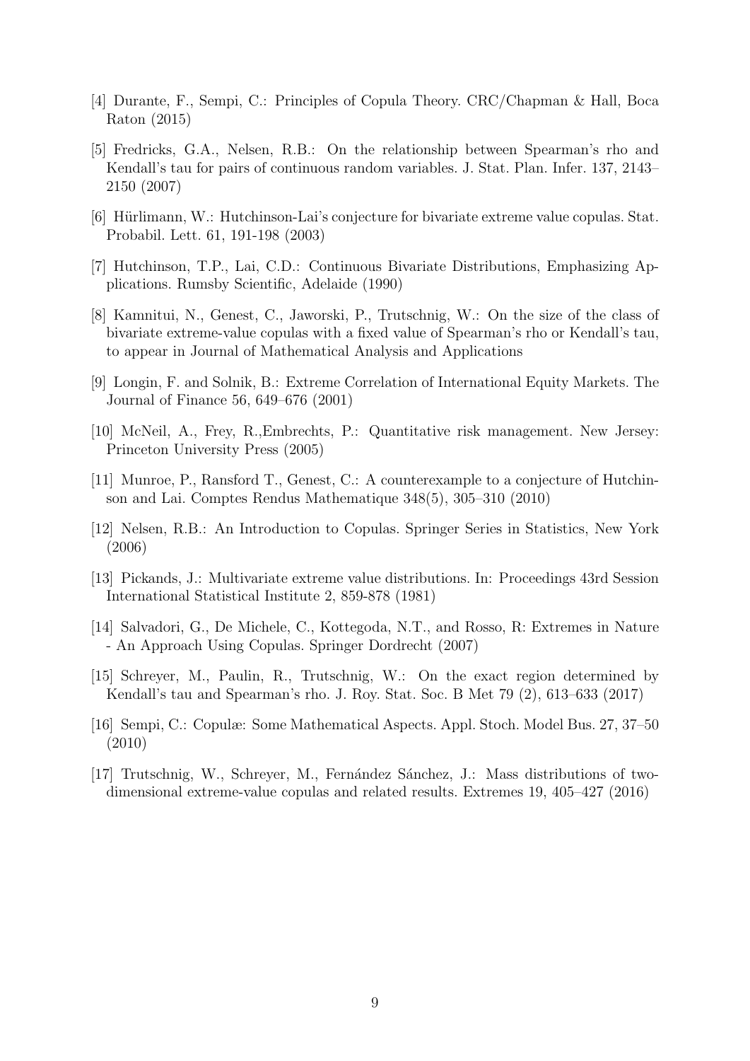[4] Durante, F., Sempi, C.: Principles of Copula Theory. CRC/Chapman & Hall, Boca Raton (2015)

[5] Fredricks, G.A., Nelsen, R.B.: On the relationship between Spearman's rho and Kendall's tau for pairs of continuous random variables. J. Stat. Plan. Infer. 137, 2143–2150 (2007)

[6] Hürlimann, W.: Hutchinson-Lai's conjecture for bivariate extreme value copulas. Stat. Probabil. Lett. 61, 191-198 (2003)

[7] Hutchinson, T.P., Lai, C.D.: Continuous Bivariate Distributions, Emphasizing Applications. Rumsby Scientific, Adelaide (1990)

[8] Kamnitui, N., Genest, C., Jaworski, P., Trutschnig, W.: On the size of the class of bivariate extreme-value copulas with a fixed value of Spearman's rho or Kendall's tau, to appear in Journal of Mathematical Analysis and Applications

[9] Longin, F. and Solnik, B.: Extreme Correlation of International Equity Markets. The Journal of Finance 56, 649–676 (2001)

[10] McNeil, A., Frey, R.,Embrechts, P.: Quantitative risk management. New Jersey: Princeton University Press (2005)

[11] Munroe, P., Ransford T., Genest, C.: A counterexample to a conjecture of Hutchinson and Lai. Comptes Rendus Mathematique 348(5), 305–310 (2010)

[12] Nelsen, R.B.: An Introduction to Copulas. Springer Series in Statistics, New York (2006)

[13] Pickands, J.: Multivariate extreme value distributions. In: Proceedings 43rd Session International Statistical Institute 2, 859-878 (1981)

[14] Salvadori, G., De Michele, C., Kottegoda, N.T., and Rosso, R: Extremes in Nature - An Approach Using Copulas. Springer Dordrecht (2007)

[15] Schreyer, M., Paulin, R., Trutschnig, W.: On the exact region determined by Kendall's tau and Spearman's rho. J. Roy. Stat. Soc. B Met 79 (2), 613–633 (2017)

[16] Sempi, C.: Copulæ: Some Mathematical Aspects. Appl. Stoch. Model Bus. 27, 37–50 (2010)

[17] Trutschnig, W., Schreyer, M., Fernández Sánchez, J.: Mass distributions of two-dimensional extreme-value copulas and related results. Extremes 19, 405–427 (2016)